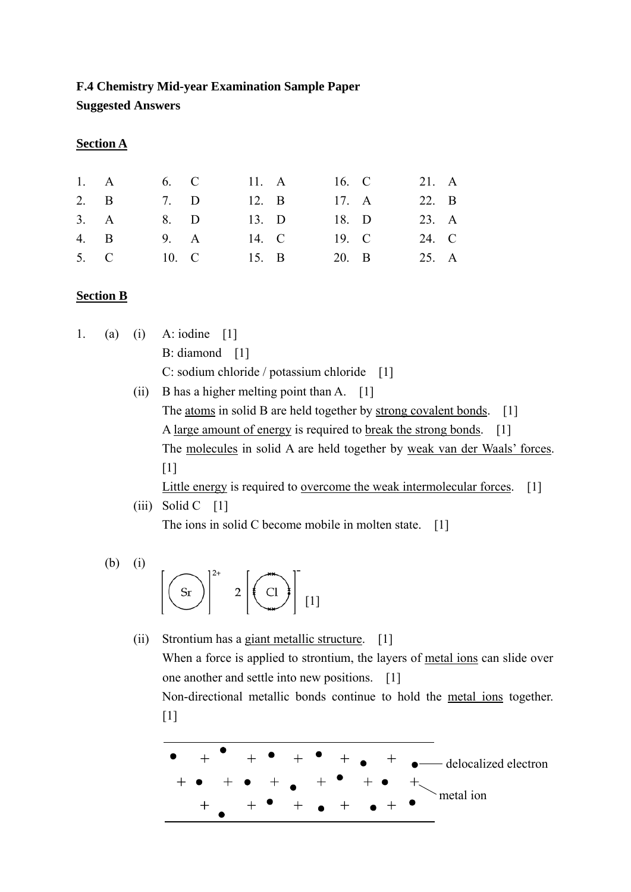**F.4 Chemistry Mid-year Examination Sample Paper**
**Suggested Answers**

**Section A**

| | | | | |
|---|---|---|---|---|
| 1. A | 6. C | 11. A | 16. C | 21. A |
| 2. B | 7. D | 12. B | 17. A | 22. B |
| 3. A | 8. D | 13. D | 18. D | 23. A |
| 4. B | 9. A | 14. C | 19. C | 24. C |
| 5. C | 10. C | 15. B | 20. B | 25. A |

**Section B**

1. (a) (i) A: iodine [1]
   B: diamond [1]
   C: sodium chloride / potassium chloride [1]

   (ii) B has a higher melting point than A. [1]
   The atoms in solid B are held together by strong covalent bonds. [1]
   A large amount of energy is required to break the strong bonds. [1]
   The molecules in solid A are held together by weak van der Waals' forces. [1]
   Little energy is required to overcome the weak intermolecular forces. [1]

   (iii) Solid C [1]
   The ions in solid C become mobile in molten state. [1]

   (b) (i) $[\text{Sr}]^{2+}$ $2[\text{Cl}]^{-}$ [1]

   (ii) Strontium has a giant metallic structure. [1]
   When a force is applied to strontium, the layers of metal ions can slide over one another and settle into new positions. [1]
   Non-directional metallic bonds continue to hold the metal ions together. [1]

delocalized electron

metal ion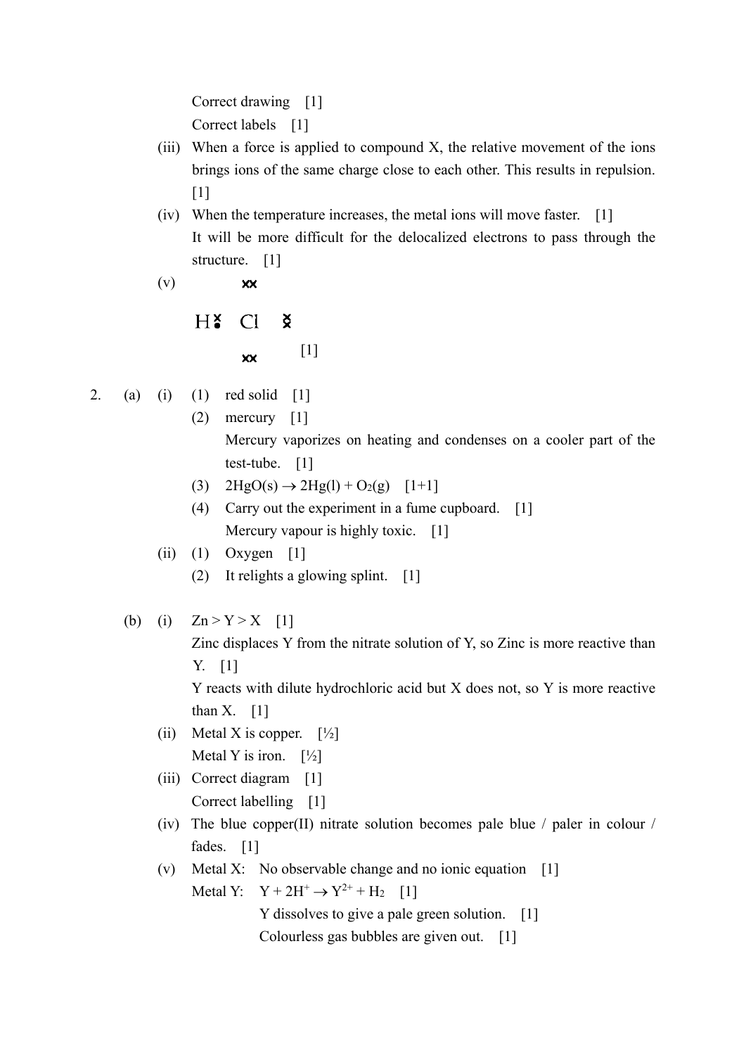Correct drawing [1]

Correct labels [1]

(iii) When a force is applied to compound X, the relative movement of the ions brings ions of the same charge close to each other. This results in repulsion. [1]

(iv) When the temperature increases, the metal ions will move faster. [1]

It will be more difficult for the delocalized electrons to pass through the structure. [1]

(v)

```
        xx
H •x   Cl   x
            x
        xx
```

[1]

2. (a) (i) (1) red solid [1]

(2) mercury [1]

Mercury vaporizes on heating and condenses on a cooler part of the test-tube. [1]

(3) $2HgO(s) \rightarrow 2Hg(l) + O_2(g)$ [1+1]

(4) Carry out the experiment in a fume cupboard. [1]

Mercury vapour is highly toxic. [1]

(ii) (1) Oxygen [1]

(2) It relights a glowing splint. [1]

(b) (i) Zn > Y > X [1]

Zinc displaces Y from the nitrate solution of Y, so Zinc is more reactive than Y. [1]

Y reacts with dilute hydrochloric acid but X does not, so Y is more reactive than X. [1]

(ii) Metal X is copper. [½]

Metal Y is iron. [½]

(iii) Correct diagram [1]

Correct labelling [1]

(iv) The blue copper(II) nitrate solution becomes pale blue / paler in colour / fades. [1]

(v) Metal X: No observable change and no ionic equation [1]

Metal Y: $Y + 2H^+ \rightarrow Y^{2+} + H_2$ [1]

Y dissolves to give a pale green solution. [1]

Colourless gas bubbles are given out. [1]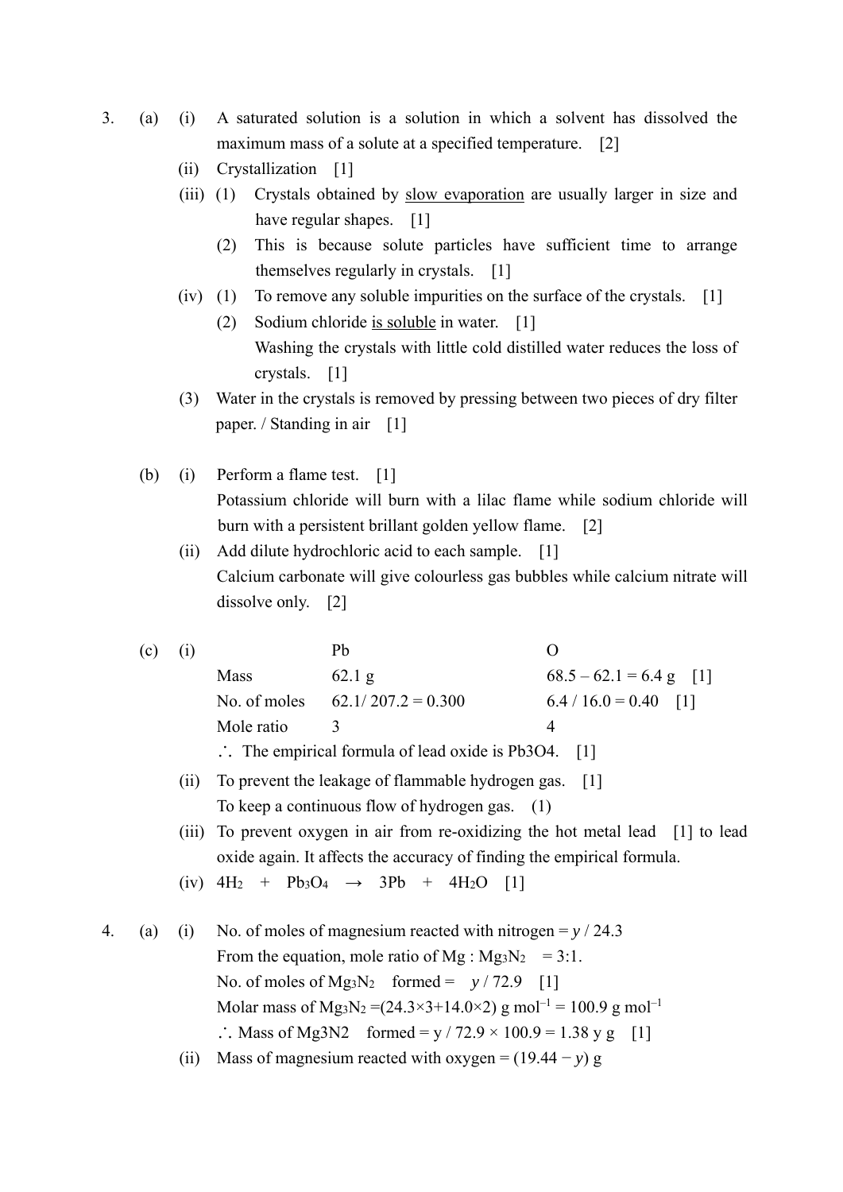3. (a) (i) A saturated solution is a solution in which a solvent has dissolved the maximum mass of a solute at a specified temperature. [2]

(ii) Crystallization [1]

(iii) (1) Crystals obtained by <u>slow evaporation</u> are usually larger in size and have regular shapes. [1]

(2) This is because solute particles have sufficient time to arrange themselves regularly in crystals. [1]

(iv) (1) To remove any soluble impurities on the surface of the crystals. [1]

(2) Sodium chloride <u>is soluble</u> in water. [1]
Washing the crystals with little cold distilled water reduces the loss of crystals. [1]

(3) Water in the crystals is removed by pressing between two pieces of dry filter paper. / Standing in air [1]

(b) (i) Perform a flame test. [1]
Potassium chloride will burn with a lilac flame while sodium chloride will burn with a persistent brillant golden yellow flame. [2]

(ii) Add dilute hydrochloric acid to each sample. [1]
Calcium carbonate will give colourless gas bubbles while calcium nitrate will dissolve only. [2]

(c) (i)

| | Pb | O |
|---|---|---|
| Mass | 62.1 g | 68.5 – 62.1 = 6.4 g [1] |
| No. of moles | 62.1/ 207.2 = 0.300 | 6.4 / 16.0 = 0.40 [1] |
| Mole ratio | 3 | 4 |

∴ The empirical formula of lead oxide is $Pb_3O_4$. [1]

(ii) To prevent the leakage of flammable hydrogen gas. [1]
To keep a continuous flow of hydrogen gas. (1)

(iii) To prevent oxygen in air from re-oxidizing the hot metal lead [1] to lead oxide again. It affects the accuracy of finding the empirical formula.

(iv) $4H_2 + Pb_3O_4 \rightarrow 3Pb + 4H_2O$ [1]

4. (a) (i) No. of moles of magnesium reacted with nitrogen = $y$ / 24.3
From the equation, mole ratio of Mg : $Mg_3N_2$ = 3:1.
No. of moles of $Mg_3N_2$ formed = $y$ / 72.9 [1]
Molar mass of $Mg_3N_2$ =(24.3×3+14.0×2) g mol$^{-1}$ = 100.9 g mol$^{-1}$
∴ Mass of $Mg_3N_2$ formed = y / 72.9 × 100.9 = 1.38 y g [1]

(ii) Mass of magnesium reacted with oxygen = (19.44 − $y$) g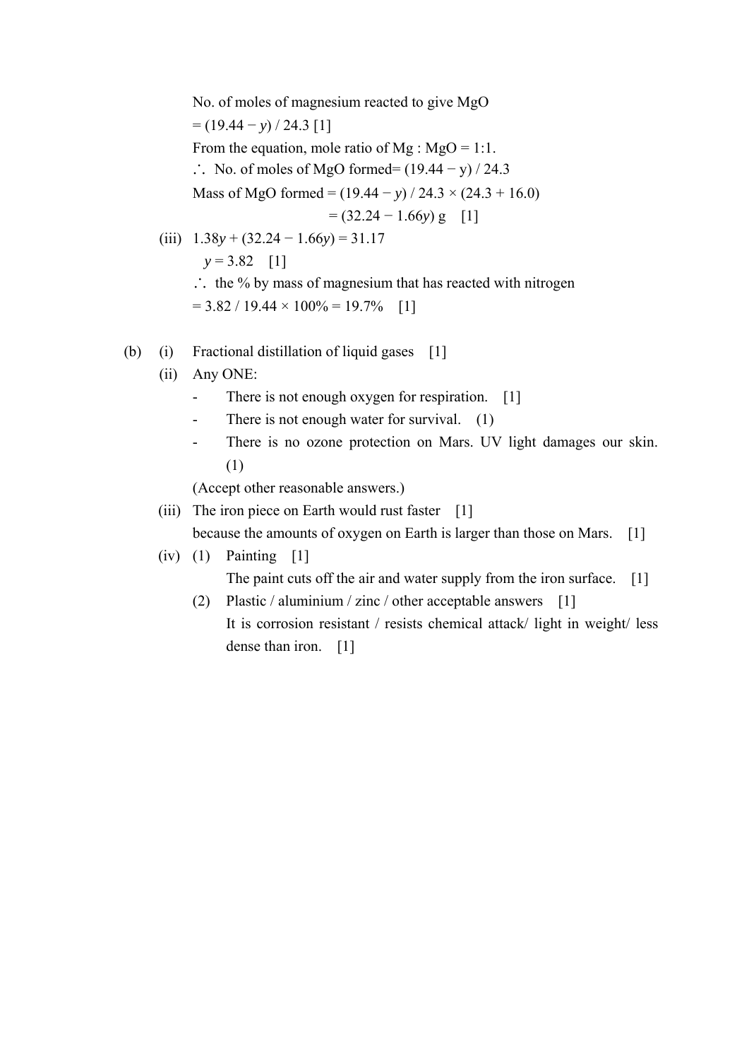No. of moles of magnesium reacted to give MgO

$= (19.44 - y) / 24.3$ [1]

From the equation, mole ratio of Mg : MgO = 1:1.

$\therefore$ No. of moles of MgO formed $= (19.44 - y) / 24.3$

Mass of MgO formed $= (19.44 - y) / 24.3 \times (24.3 + 16.0)$

$= (32.24 - 1.66y)$ g [1]

(iii) $1.38y + (32.24 - 1.66y) = 31.17$

$y = 3.82$ [1]

$\therefore$ the % by mass of magnesium that has reacted with nitrogen

$= 3.82 / 19.44 \times 100\% = 19.7\%$ [1]

(b) (i) Fractional distillation of liquid gases [1]

(ii) Any ONE:

- There is not enough oxygen for respiration. [1]
- There is not enough water for survival. (1)
- There is no ozone protection on Mars. UV light damages our skin. (1)

(Accept other reasonable answers.)

(iii) The iron piece on Earth would rust faster [1]

because the amounts of oxygen on Earth is larger than those on Mars. [1]

(iv) (1) Painting [1]

The paint cuts off the air and water supply from the iron surface. [1]

(2) Plastic / aluminium / zinc / other acceptable answers [1]

It is corrosion resistant / resists chemical attack/ light in weight/ less dense than iron. [1]